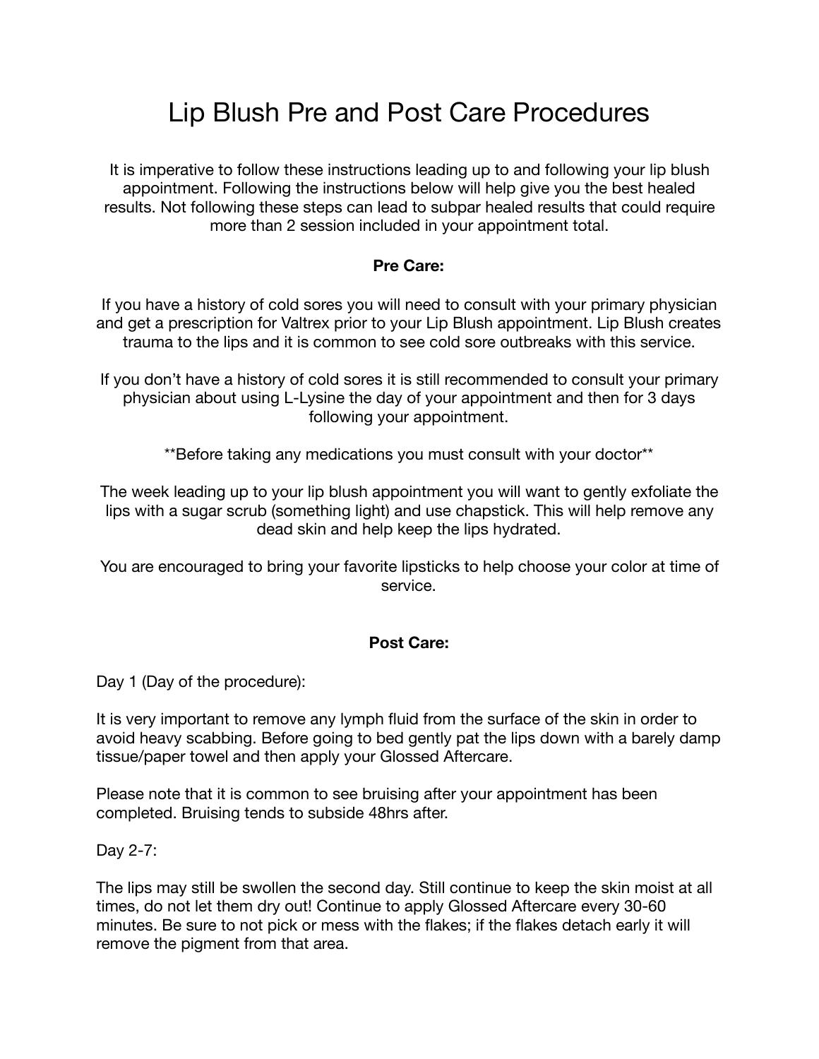# Lip Blush Pre and Post Care Procedures

It is imperative to follow these instructions leading up to and following your lip blush appointment. Following the instructions below will help give you the best healed results. Not following these steps can lead to subpar healed results that could require more than 2 session included in your appointment total.

**Pre Care:**

If you have a history of cold sores you will need to consult with your primary physician and get a prescription for Valtrex prior to your Lip Blush appointment. Lip Blush creates trauma to the lips and it is common to see cold sore outbreaks with this service.

If you don't have a history of cold sores it is still recommended to consult your primary physician about using L-Lysine the day of your appointment and then for 3 days following your appointment.

**Before taking any medications you must consult with your doctor**

The week leading up to your lip blush appointment you will want to gently exfoliate the lips with a sugar scrub (something light) and use chapstick. This will help remove any dead skin and help keep the lips hydrated.

You are encouraged to bring your favorite lipsticks to help choose your color at time of service.

**Post Care:**

Day 1 (Day of the procedure):

It is very important to remove any lymph fluid from the surface of the skin in order to avoid heavy scabbing. Before going to bed gently pat the lips down with a barely damp tissue/paper towel and then apply your Glossed Aftercare.

Please note that it is common to see bruising after your appointment has been completed. Bruising tends to subside 48hrs after.

Day 2-7:

The lips may still be swollen the second day. Still continue to keep the skin moist at all times, do not let them dry out! Continue to apply Glossed Aftercare every 30-60 minutes. Be sure to not pick or mess with the flakes; if the flakes detach early it will remove the pigment from that area.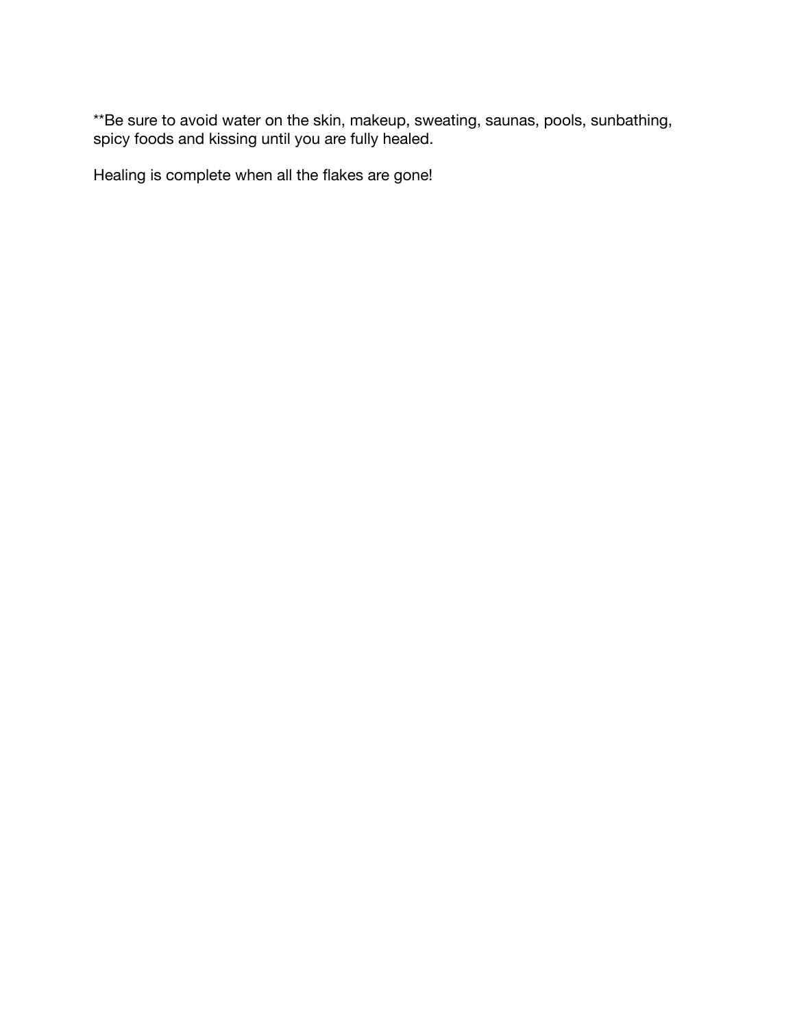**Be sure to avoid water on the skin, makeup, sweating, saunas, pools, sunbathing, spicy foods and kissing until you are fully healed.

Healing is complete when all the flakes are gone!